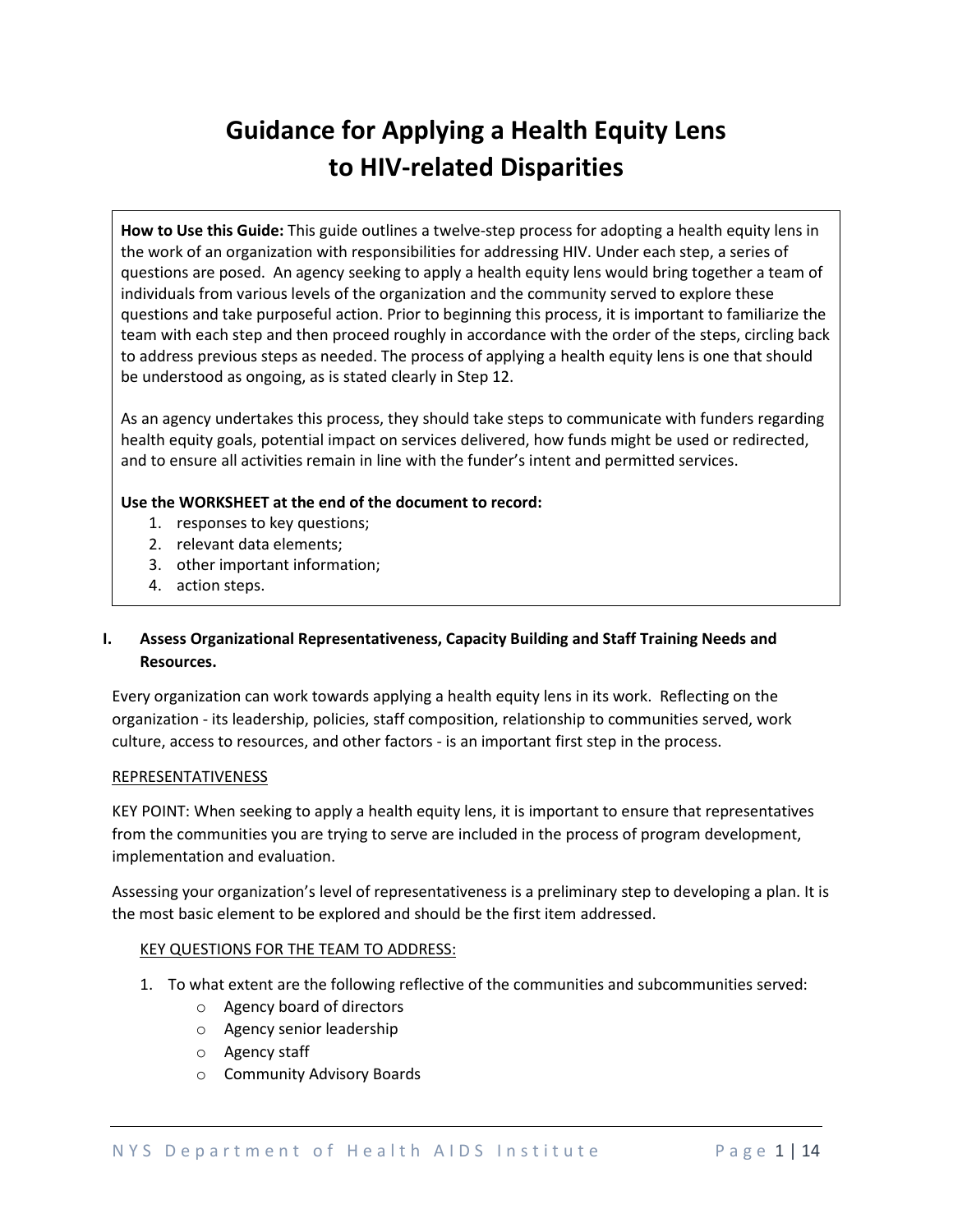# Guidance for Applying a Health Equity Lens to HIV-related Disparities

**How to Use this Guide:** This guide outlines a twelve-step process for adopting a health equity lens in the work of an organization with responsibilities for addressing HIV. Under each step, a series of questions are posed. An agency seeking to apply a health equity lens would bring together a team of individuals from various levels of the organization and the community served to explore these questions and take purposeful action. Prior to beginning this process, it is important to familiarize the team with each step and then proceed roughly in accordance with the order of the steps, circling back to address previous steps as needed. The process of applying a health equity lens is one that should be understood as ongoing, as is stated clearly in Step 12.

As an agency undertakes this process, they should take steps to communicate with funders regarding health equity goals, potential impact on services delivered, how funds might be used or redirected, and to ensure all activities remain in line with the funder's intent and permitted services.

**Use the WORKSHEET at the end of the document to record:**

1. responses to key questions;
2. relevant data elements;
3. other important information;
4. action steps.

## I. Assess Organizational Representativeness, Capacity Building and Staff Training Needs and Resources.

Every organization can work towards applying a health equity lens in its work. Reflecting on the organization - its leadership, policies, staff composition, relationship to communities served, work culture, access to resources, and other factors - is an important first step in the process.

<u>REPRESENTATIVENESS</u>

KEY POINT: When seeking to apply a health equity lens, it is important to ensure that representatives from the communities you are trying to serve are included in the process of program development, implementation and evaluation.

Assessing your organization's level of representativeness is a preliminary step to developing a plan. It is the most basic element to be explored and should be the first item addressed.

<u>KEY QUESTIONS FOR THE TEAM TO ADDRESS:</u>

1. To what extent are the following reflective of the communities and subcommunities served:
   - Agency board of directors
   - Agency senior leadership
   - Agency staff
   - Community Advisory Boards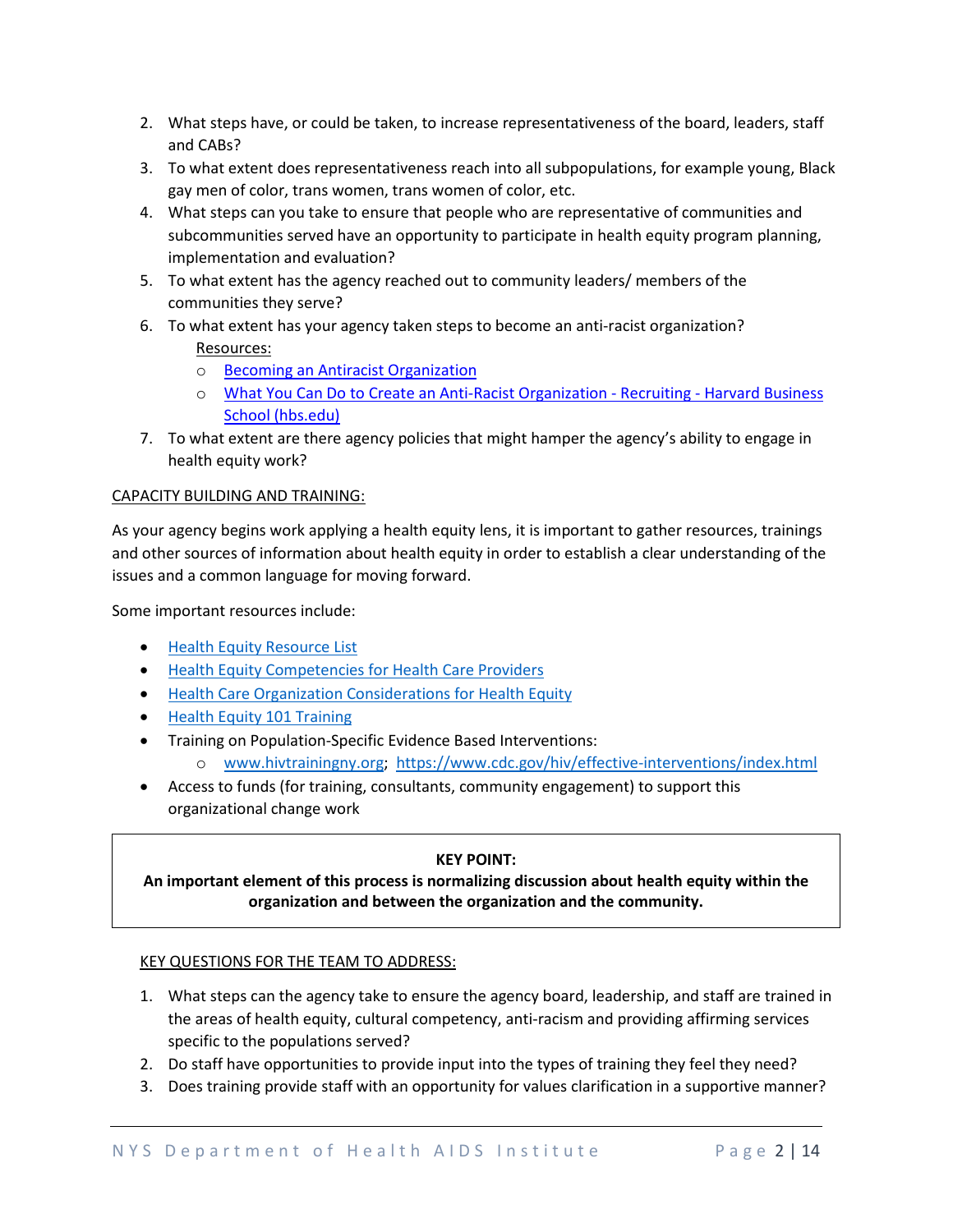2. What steps have, or could be taken, to increase representativeness of the board, leaders, staff and CABs?
3. To what extent does representativeness reach into all subpopulations, for example young, Black gay men of color, trans women, trans women of color, etc.
4. What steps can you take to ensure that people who are representative of communities and subcommunities served have an opportunity to participate in health equity program planning, implementation and evaluation?
5. To what extent has the agency reached out to community leaders/ members of the communities they serve?
6. To what extent has your agency taken steps to become an anti-racist organization?

   Resources:
   - Becoming an Antiracist Organization
   - What You Can Do to Create an Anti-Racist Organization - Recruiting - Harvard Business School (hbs.edu)
7. To what extent are there agency policies that might hamper the agency's ability to engage in health equity work?

CAPACITY BUILDING AND TRAINING:

As your agency begins work applying a health equity lens, it is important to gather resources, trainings and other sources of information about health equity in order to establish a clear understanding of the issues and a common language for moving forward.

Some important resources include:

- Health Equity Resource List
- Health Equity Competencies for Health Care Providers
- Health Care Organization Considerations for Health Equity
- Health Equity 101 Training
- Training on Population-Specific Evidence Based Interventions:
  - www.hivtrainingny.org; https://www.cdc.gov/hiv/effective-interventions/index.html
- Access to funds (for training, consultants, community engagement) to support this organizational change work

**KEY POINT:**
**An important element of this process is normalizing discussion about health equity within the organization and between the organization and the community.**

KEY QUESTIONS FOR THE TEAM TO ADDRESS:

1. What steps can the agency take to ensure the agency board, leadership, and staff are trained in the areas of health equity, cultural competency, anti-racism and providing affirming services specific to the populations served?
2. Do staff have opportunities to provide input into the types of training they feel they need?
3. Does training provide staff with an opportunity for values clarification in a supportive manner?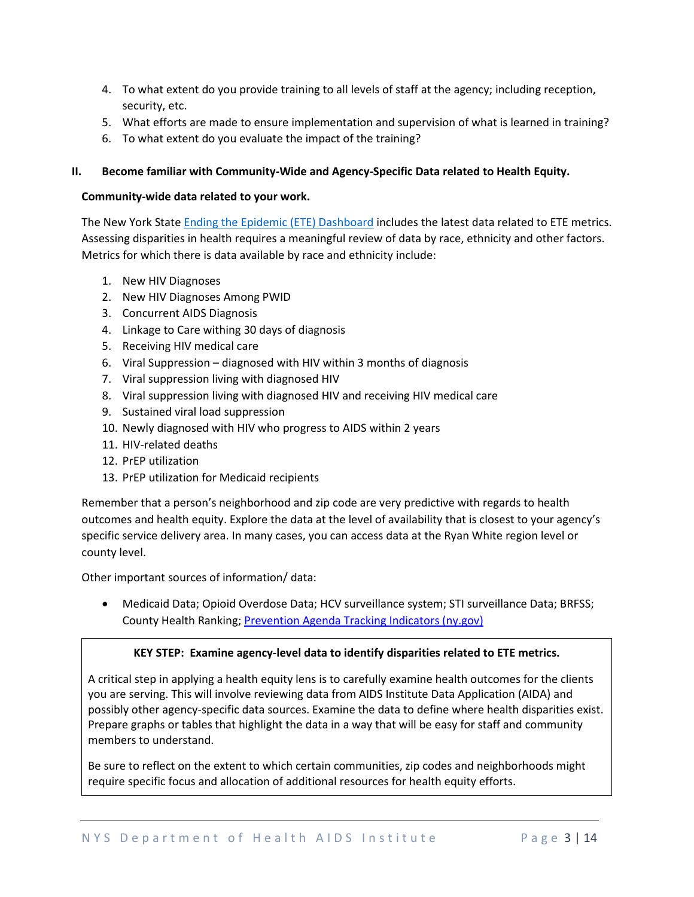4. To what extent do you provide training to all levels of staff at the agency; including reception, security, etc.
5. What efforts are made to ensure implementation and supervision of what is learned in training?
6. To what extent do you evaluate the impact of the training?

## II. Become familiar with Community-Wide and Agency-Specific Data related to Health Equity.

**Community-wide data related to your work.**

The New York State [Ending the Epidemic (ETE) Dashboard] includes the latest data related to ETE metrics. Assessing disparities in health requires a meaningful review of data by race, ethnicity and other factors. Metrics for which there is data available by race and ethnicity include:

1. New HIV Diagnoses
2. New HIV Diagnoses Among PWID
3. Concurrent AIDS Diagnosis
4. Linkage to Care withing 30 days of diagnosis
5. Receiving HIV medical care
6. Viral Suppression – diagnosed with HIV within 3 months of diagnosis
7. Viral suppression living with diagnosed HIV
8. Viral suppression living with diagnosed HIV and receiving HIV medical care
9. Sustained viral load suppression
10. Newly diagnosed with HIV who progress to AIDS within 2 years
11. HIV-related deaths
12. PrEP utilization
13. PrEP utilization for Medicaid recipients

Remember that a person's neighborhood and zip code are very predictive with regards to health outcomes and health equity. Explore the data at the level of availability that is closest to your agency's specific service delivery area. In many cases, you can access data at the Ryan White region level or county level.

Other important sources of information/ data:

- Medicaid Data; Opioid Overdose Data; HCV surveillance system; STI surveillance Data; BRFSS; County Health Ranking; [Prevention Agenda Tracking Indicators (ny.gov)]

**KEY STEP: Examine agency-level data to identify disparities related to ETE metrics.**

A critical step in applying a health equity lens is to carefully examine health outcomes for the clients you are serving. This will involve reviewing data from AIDS Institute Data Application (AIDA) and possibly other agency-specific data sources. Examine the data to define where health disparities exist. Prepare graphs or tables that highlight the data in a way that will be easy for staff and community members to understand.

Be sure to reflect on the extent to which certain communities, zip codes and neighborhoods might require specific focus and allocation of additional resources for health equity efforts.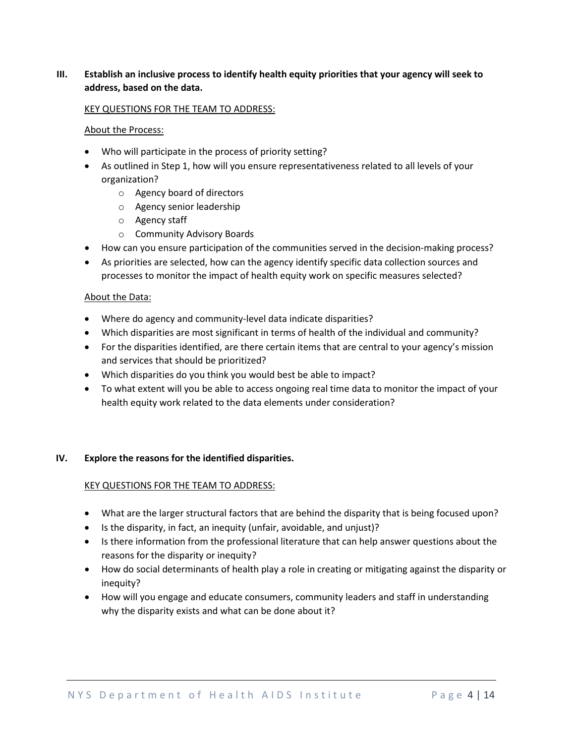## III. Establish an inclusive process to identify health equity priorities that your agency will seek to address, based on the data.

KEY QUESTIONS FOR THE TEAM TO ADDRESS:

About the Process:

- Who will participate in the process of priority setting?
- As outlined in Step 1, how will you ensure representativeness related to all levels of your organization?
  - Agency board of directors
  - Agency senior leadership
  - Agency staff
  - Community Advisory Boards
- How can you ensure participation of the communities served in the decision-making process?
- As priorities are selected, how can the agency identify specific data collection sources and processes to monitor the impact of health equity work on specific measures selected?

About the Data:

- Where do agency and community-level data indicate disparities?
- Which disparities are most significant in terms of health of the individual and community?
- For the disparities identified, are there certain items that are central to your agency's mission and services that should be prioritized?
- Which disparities do you think you would best be able to impact?
- To what extent will you be able to access ongoing real time data to monitor the impact of your health equity work related to the data elements under consideration?

## IV. Explore the reasons for the identified disparities.

KEY QUESTIONS FOR THE TEAM TO ADDRESS:

- What are the larger structural factors that are behind the disparity that is being focused upon?
- Is the disparity, in fact, an inequity (unfair, avoidable, and unjust)?
- Is there information from the professional literature that can help answer questions about the reasons for the disparity or inequity?
- How do social determinants of health play a role in creating or mitigating against the disparity or inequity?
- How will you engage and educate consumers, community leaders and staff in understanding why the disparity exists and what can be done about it?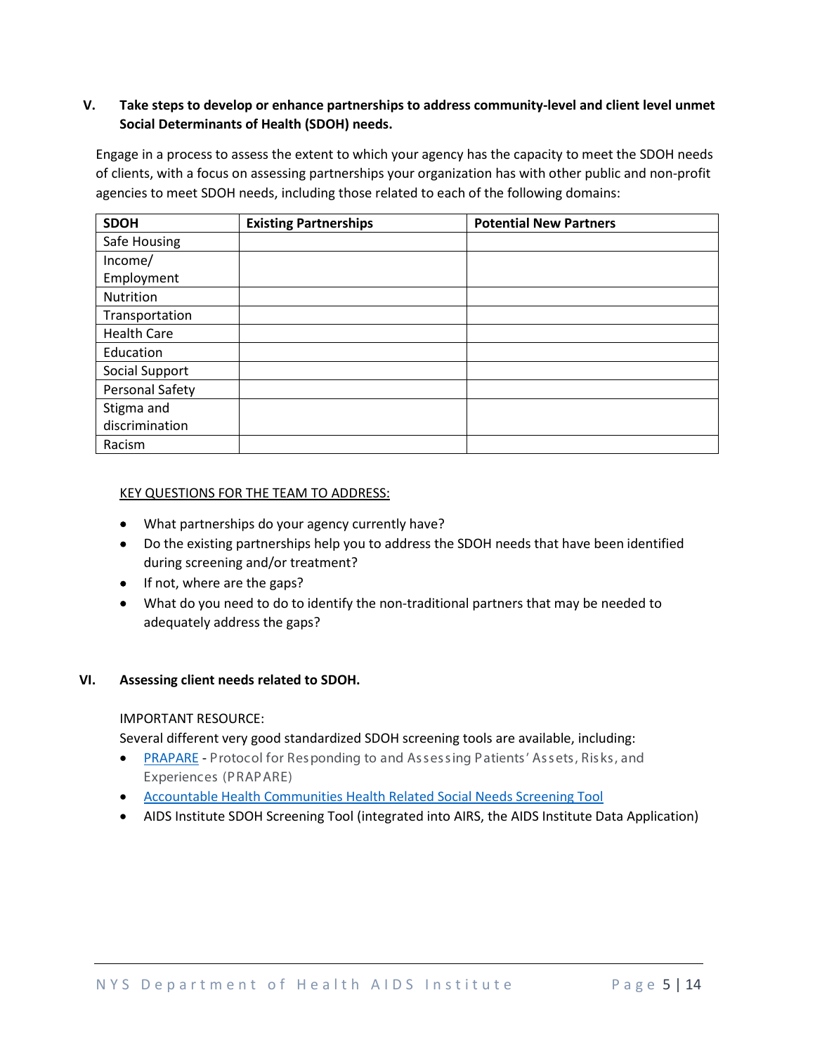## V. Take steps to develop or enhance partnerships to address community-level and client level unmet Social Determinants of Health (SDOH) needs.

Engage in a process to assess the extent to which your agency has the capacity to meet the SDOH needs of clients, with a focus on assessing partnerships your organization has with other public and non-profit agencies to meet SDOH needs, including those related to each of the following domains:

| SDOH | Existing Partnerships | Potential New Partners |
|---|---|---|
| Safe Housing | | |
| Income/ Employment | | |
| Nutrition | | |
| Transportation | | |
| Health Care | | |
| Education | | |
| Social Support | | |
| Personal Safety | | |
| Stigma and discrimination | | |
| Racism | | |

<u>KEY QUESTIONS FOR THE TEAM TO ADDRESS:</u>

- What partnerships do your agency currently have?
- Do the existing partnerships help you to address the SDOH needs that have been identified during screening and/or treatment?
- If not, where are the gaps?
- What do you need to do to identify the non-traditional partners that may be needed to adequately address the gaps?

## VI. Assessing client needs related to SDOH.

IMPORTANT RESOURCE:

Several different very good standardized SDOH screening tools are available, including:

- PRAPARE - Protocol for Responding to and Assessing Patients' Assets, Risks, and Experiences (PRAPARE)
- Accountable Health Communities Health Related Social Needs Screening Tool
- AIDS Institute SDOH Screening Tool (integrated into AIRS, the AIDS Institute Data Application)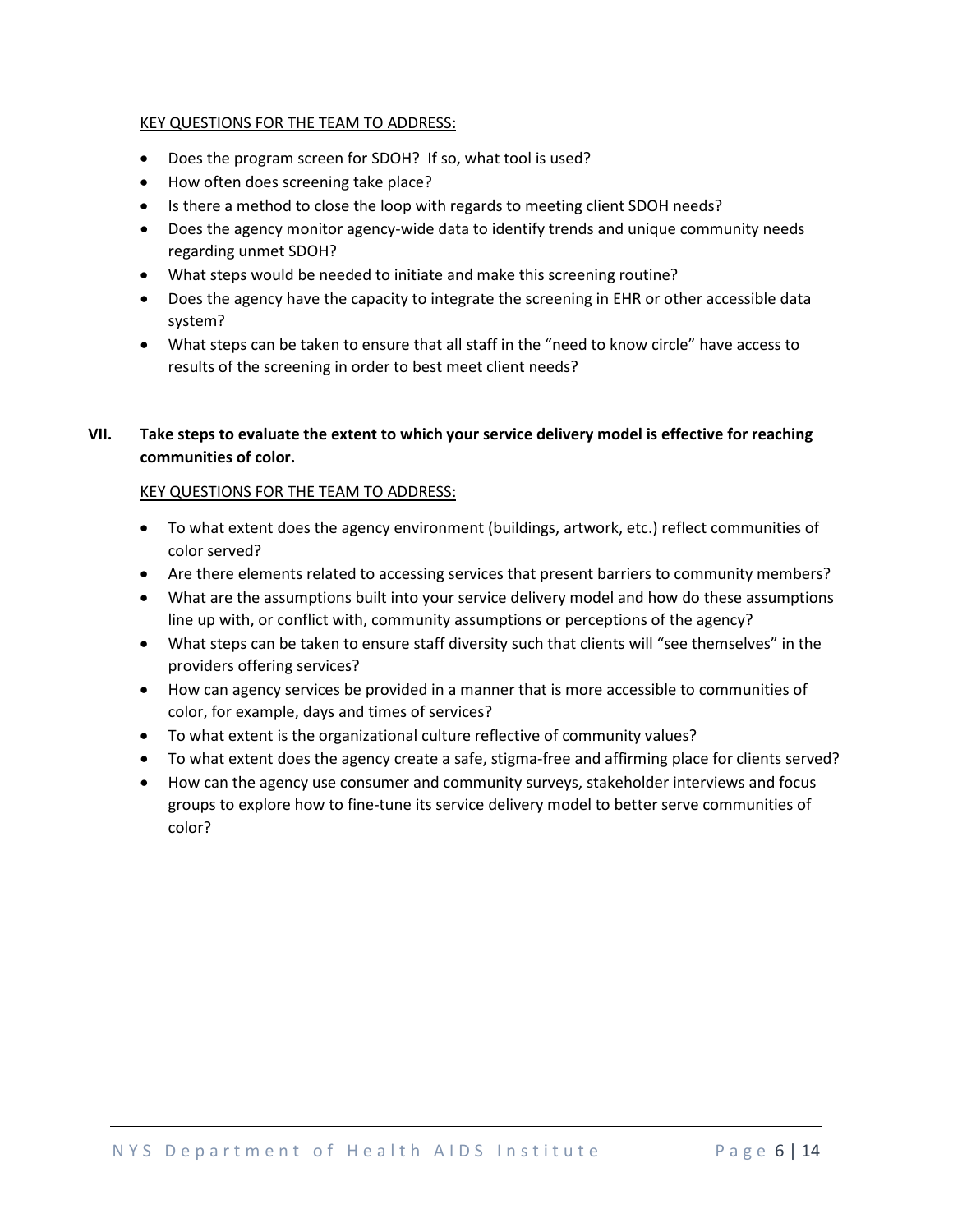KEY QUESTIONS FOR THE TEAM TO ADDRESS:

- Does the program screen for SDOH? If so, what tool is used?
- How often does screening take place?
- Is there a method to close the loop with regards to meeting client SDOH needs?
- Does the agency monitor agency-wide data to identify trends and unique community needs regarding unmet SDOH?
- What steps would be needed to initiate and make this screening routine?
- Does the agency have the capacity to integrate the screening in EHR or other accessible data system?
- What steps can be taken to ensure that all staff in the "need to know circle" have access to results of the screening in order to best meet client needs?

## VII. Take steps to evaluate the extent to which your service delivery model is effective for reaching communities of color.

KEY QUESTIONS FOR THE TEAM TO ADDRESS:

- To what extent does the agency environment (buildings, artwork, etc.) reflect communities of color served?
- Are there elements related to accessing services that present barriers to community members?
- What are the assumptions built into your service delivery model and how do these assumptions line up with, or conflict with, community assumptions or perceptions of the agency?
- What steps can be taken to ensure staff diversity such that clients will "see themselves" in the providers offering services?
- How can agency services be provided in a manner that is more accessible to communities of color, for example, days and times of services?
- To what extent is the organizational culture reflective of community values?
- To what extent does the agency create a safe, stigma-free and affirming place for clients served?
- How can the agency use consumer and community surveys, stakeholder interviews and focus groups to explore how to fine-tune its service delivery model to better serve communities of color?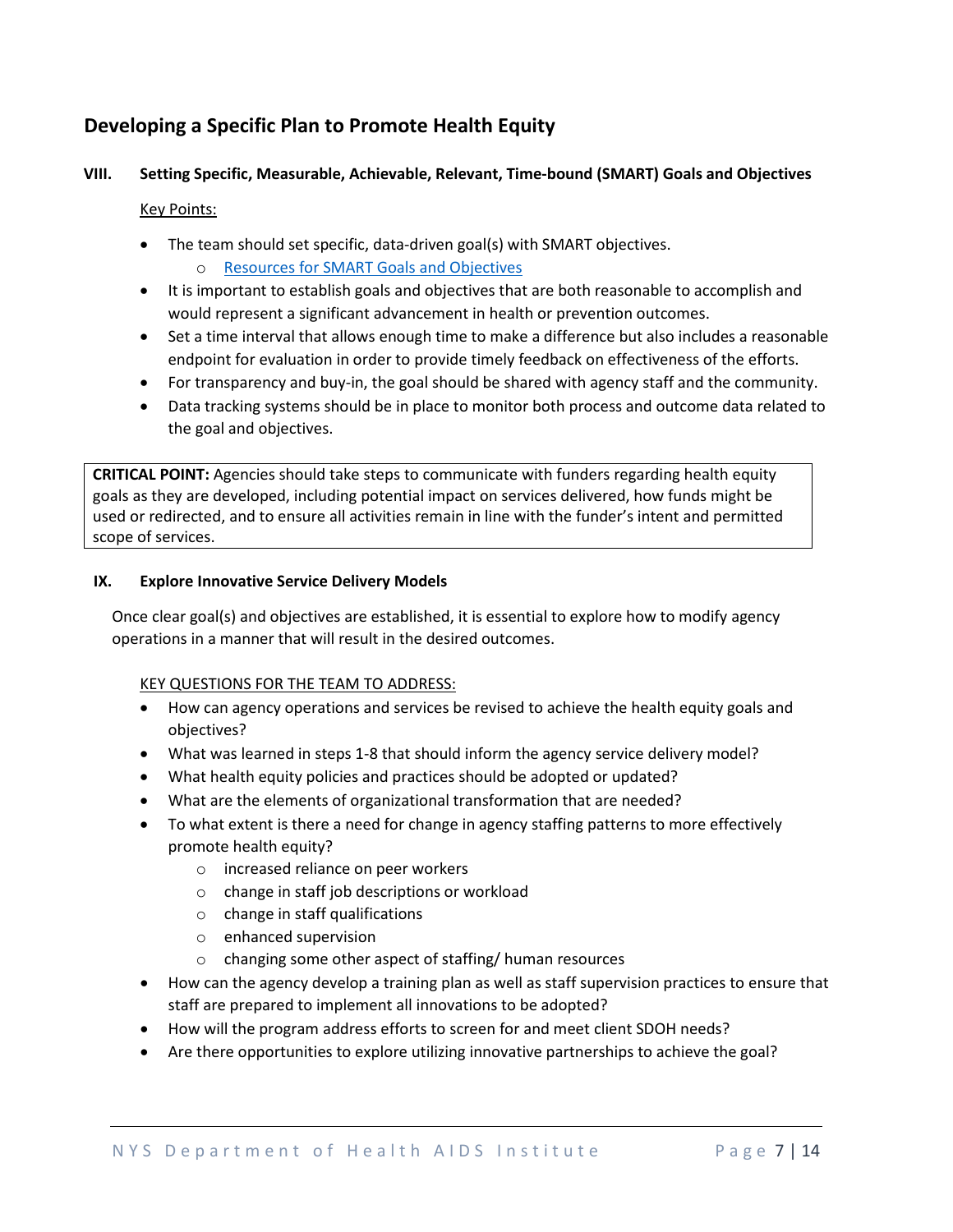## Developing a Specific Plan to Promote Health Equity

### VIII. Setting Specific, Measurable, Achievable, Relevant, Time-bound (SMART) Goals and Objectives

Key Points:

- The team should set specific, data-driven goal(s) with SMART objectives.
    - Resources for SMART Goals and Objectives
- It is important to establish goals and objectives that are both reasonable to accomplish and would represent a significant advancement in health or prevention outcomes.
- Set a time interval that allows enough time to make a difference but also includes a reasonable endpoint for evaluation in order to provide timely feedback on effectiveness of the efforts.
- For transparency and buy-in, the goal should be shared with agency staff and the community.
- Data tracking systems should be in place to monitor both process and outcome data related to the goal and objectives.

> **CRITICAL POINT:** Agencies should take steps to communicate with funders regarding health equity goals as they are developed, including potential impact on services delivered, how funds might be used or redirected, and to ensure all activities remain in line with the funder's intent and permitted scope of services.

### IX. Explore Innovative Service Delivery Models

Once clear goal(s) and objectives are established, it is essential to explore how to modify agency operations in a manner that will result in the desired outcomes.

KEY QUESTIONS FOR THE TEAM TO ADDRESS:

- How can agency operations and services be revised to achieve the health equity goals and objectives?
- What was learned in steps 1-8 that should inform the agency service delivery model?
- What health equity policies and practices should be adopted or updated?
- What are the elements of organizational transformation that are needed?
- To what extent is there a need for change in agency staffing patterns to more effectively promote health equity?
    - increased reliance on peer workers
    - change in staff job descriptions or workload
    - change in staff qualifications
    - enhanced supervision
    - changing some other aspect of staffing/ human resources
- How can the agency develop a training plan as well as staff supervision practices to ensure that staff are prepared to implement all innovations to be adopted?
- How will the program address efforts to screen for and meet client SDOH needs?
- Are there opportunities to explore utilizing innovative partnerships to achieve the goal?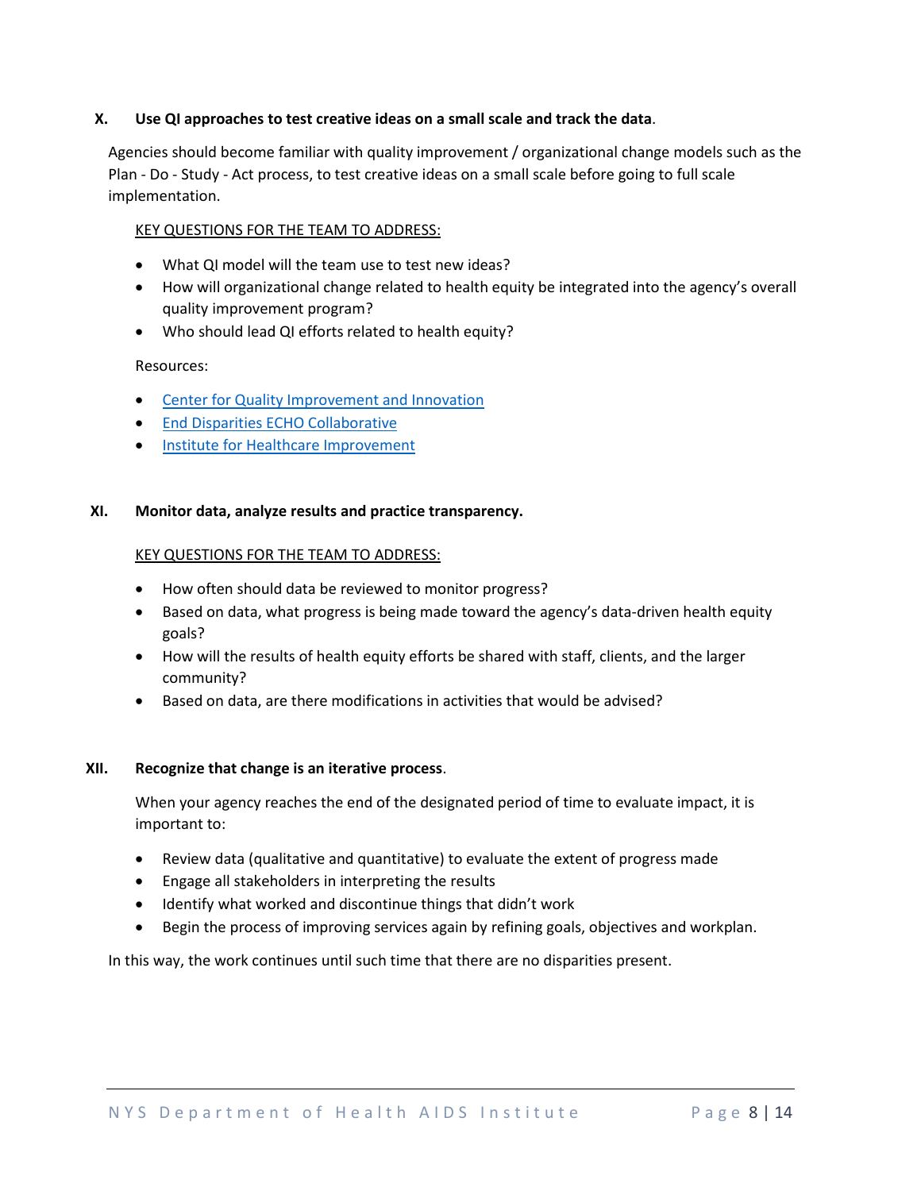### X. **Use QI approaches to test creative ideas on a small scale and track the data**.

Agencies should become familiar with quality improvement / organizational change models such as the Plan - Do - Study - Act process, to test creative ideas on a small scale before going to full scale implementation.

KEY QUESTIONS FOR THE TEAM TO ADDRESS:

- What QI model will the team use to test new ideas?
- How will organizational change related to health equity be integrated into the agency's overall quality improvement program?
- Who should lead QI efforts related to health equity?

Resources:

- Center for Quality Improvement and Innovation
- End Disparities ECHO Collaborative
- Institute for Healthcare Improvement

### XI. **Monitor data, analyze results and practice transparency.**

KEY QUESTIONS FOR THE TEAM TO ADDRESS:

- How often should data be reviewed to monitor progress?
- Based on data, what progress is being made toward the agency's data-driven health equity goals?
- How will the results of health equity efforts be shared with staff, clients, and the larger community?
- Based on data, are there modifications in activities that would be advised?

### XII. **Recognize that change is an iterative process**.

When your agency reaches the end of the designated period of time to evaluate impact, it is important to:

- Review data (qualitative and quantitative) to evaluate the extent of progress made
- Engage all stakeholders in interpreting the results
- Identify what worked and discontinue things that didn't work
- Begin the process of improving services again by refining goals, objectives and workplan.

In this way, the work continues until such time that there are no disparities present.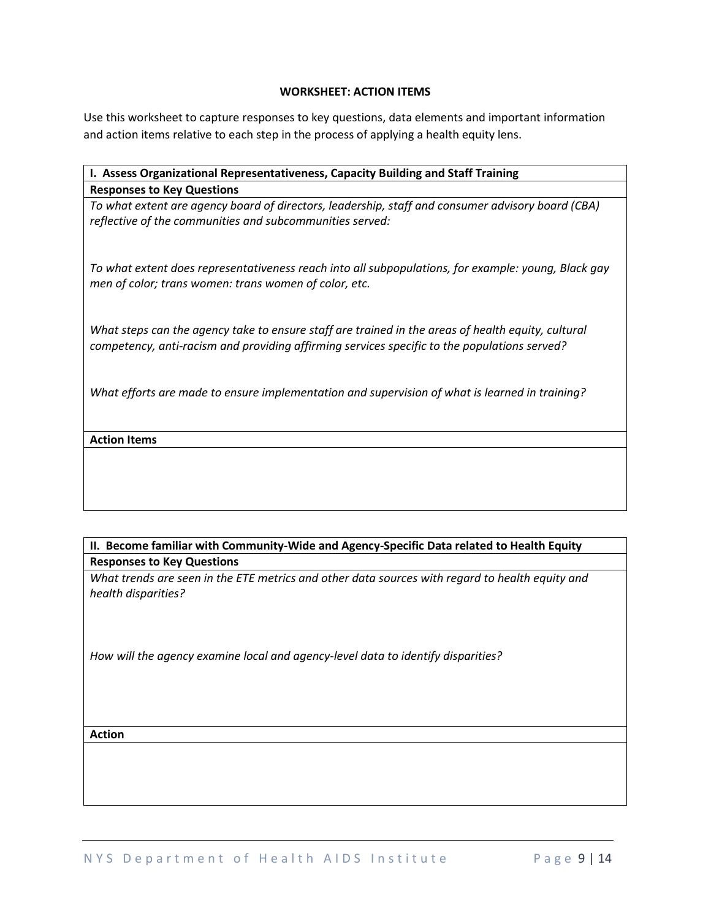**WORKSHEET: ACTION ITEMS**

Use this worksheet to capture responses to key questions, data elements and important information and action items relative to each step in the process of applying a health equity lens.

| I. Assess Organizational Representativeness, Capacity Building and Staff Training |
| --- |
| **Responses to Key Questions** |
| *To what extent are agency board of directors, leadership, staff and consumer advisory board (CBA) reflective of the communities and subcommunities served:*<br><br>*To what extent does representativeness reach into all subpopulations, for example: young, Black gay men of color; trans women: trans women of color, etc.*<br><br>*What steps can the agency take to ensure staff are trained in the areas of health equity, cultural competency, anti-racism and providing affirming services specific to the populations served?*<br><br>*What efforts are made to ensure implementation and supervision of what is learned in training?* |
| **Action Items** |
| |

| II. Become familiar with Community-Wide and Agency-Specific Data related to Health Equity |
| --- |
| **Responses to Key Questions** |
| *What trends are seen in the ETE metrics and other data sources with regard to health equity and health disparities?*<br><br>*How will the agency examine local and agency-level data to identify disparities?* |
| **Action** |
| |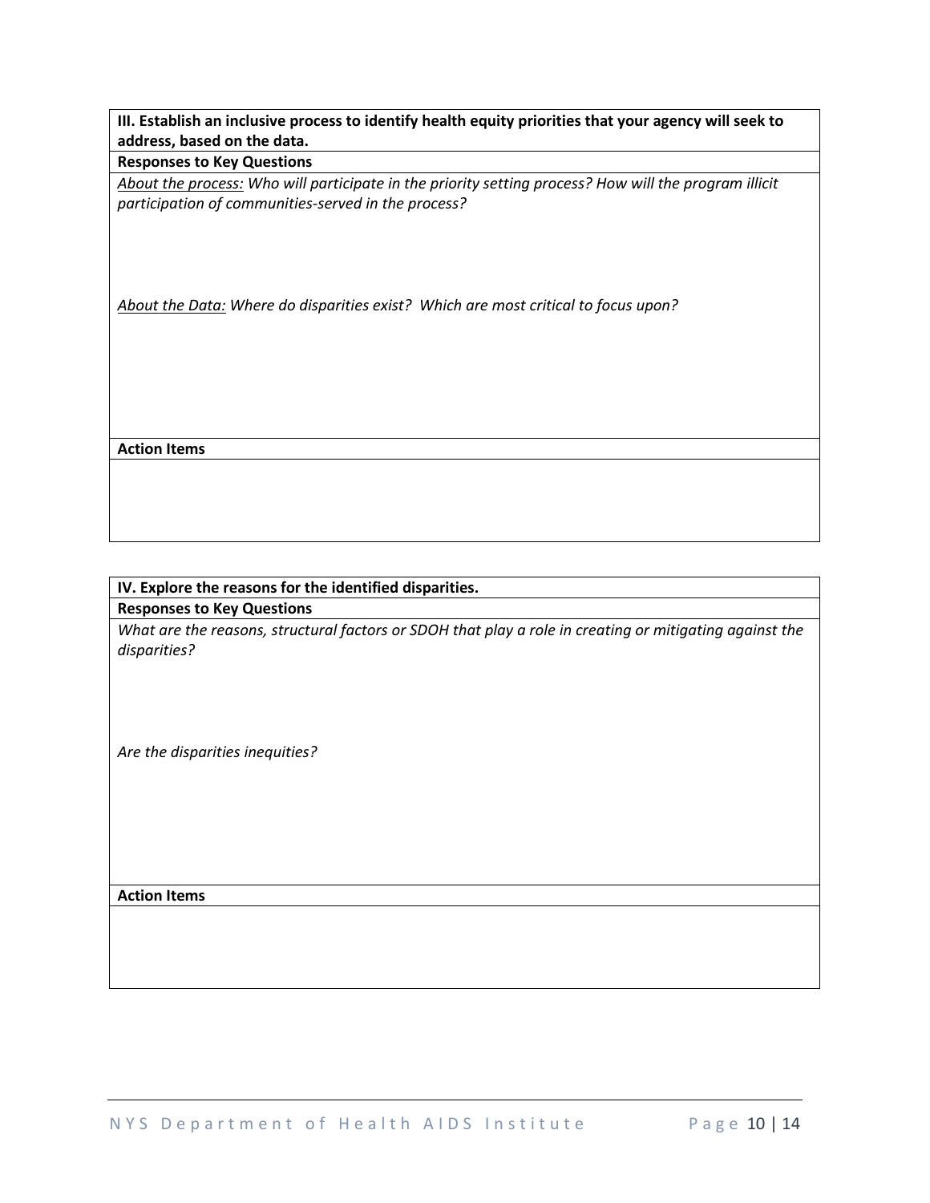**III. Establish an inclusive process to identify health equity priorities that your agency will seek to address, based on the data.**

**Responses to Key Questions**

*About the process: Who will participate in the priority setting process? How will the program illicit participation of communities-served in the process?*

*About the Data: Where do disparities exist? Which are most critical to focus upon?*

**Action Items**

**IV. Explore the reasons for the identified disparities.**

**Responses to Key Questions**

*What are the reasons, structural factors or SDOH that play a role in creating or mitigating against the disparities?*

*Are the disparities inequities?*

**Action Items**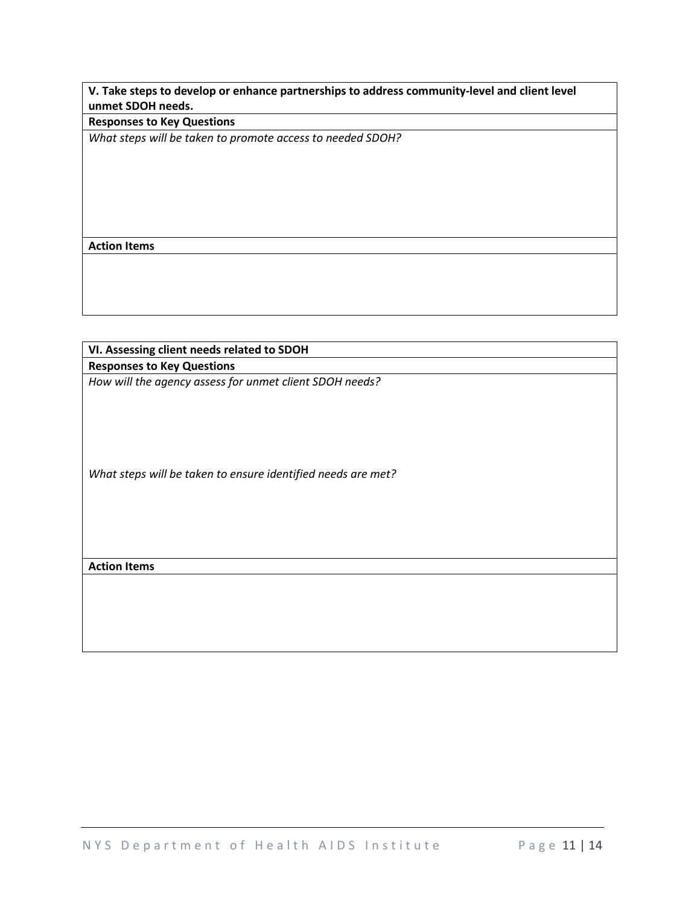| V. Take steps to develop or enhance partnerships to address community-level and client level unmet SDOH needs. |
|---|
| **Responses to Key Questions** |
| *What steps will be taken to promote access to needed SDOH?* |
| **Action Items** |
| |

| VI. Assessing client needs related to SDOH |
|---|
| **Responses to Key Questions** |
| *How will the agency assess for unmet client SDOH needs?*<br><br>*What steps will be taken to ensure identified needs are met?* |
| **Action Items** |
| |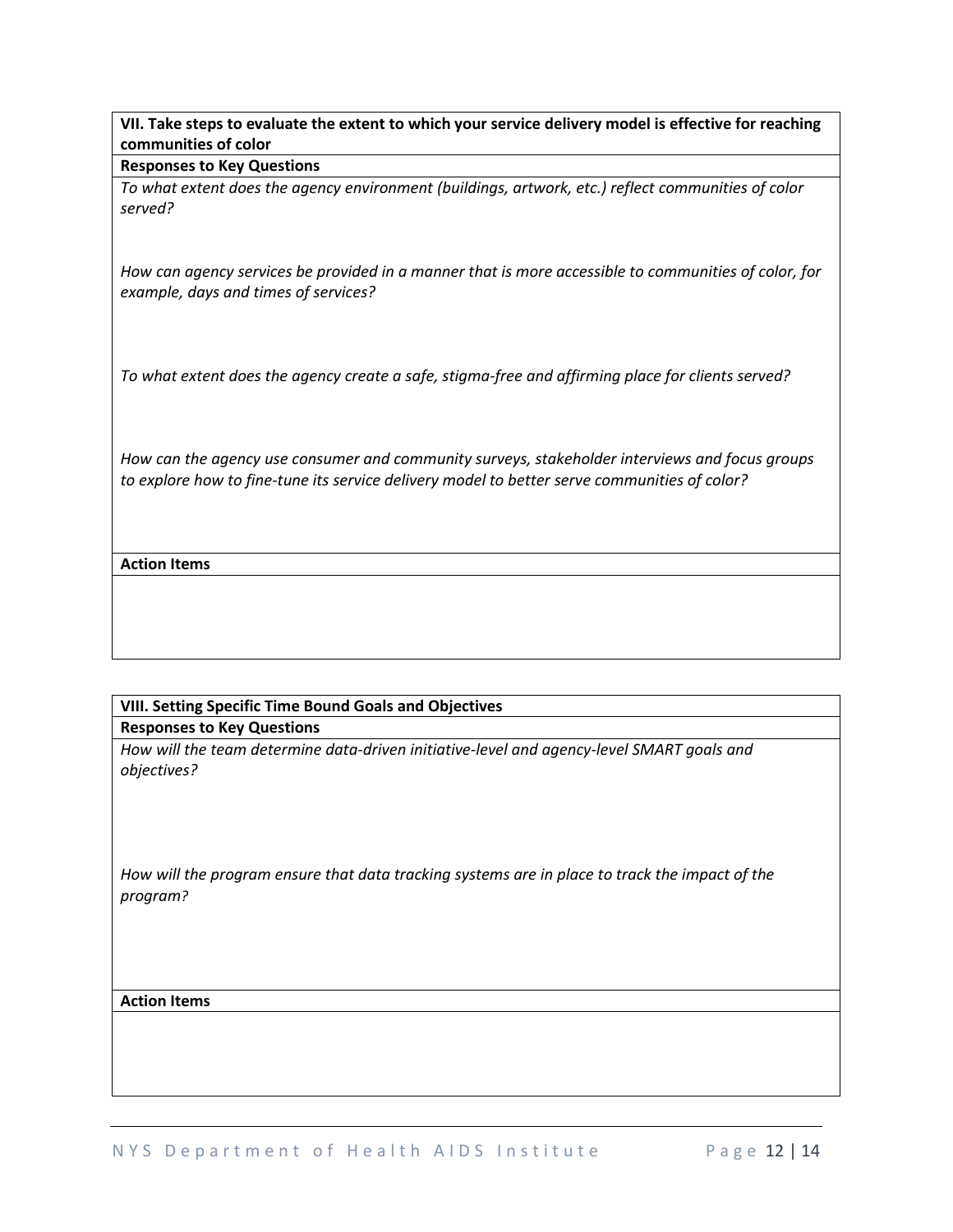**VII. Take steps to evaluate the extent to which your service delivery model is effective for reaching communities of color**

**Responses to Key Questions**

*To what extent does the agency environment (buildings, artwork, etc.) reflect communities of color served?*

*How can agency services be provided in a manner that is more accessible to communities of color, for example, days and times of services?*

*To what extent does the agency create a safe, stigma-free and affirming place for clients served?*

*How can the agency use consumer and community surveys, stakeholder interviews and focus groups to explore how to fine-tune its service delivery model to better serve communities of color?*

**Action Items**

**VIII. Setting Specific Time Bound Goals and Objectives**

**Responses to Key Questions**

*How will the team determine data-driven initiative-level and agency-level SMART goals and objectives?*

*How will the program ensure that data tracking systems are in place to track the impact of the program?*

**Action Items**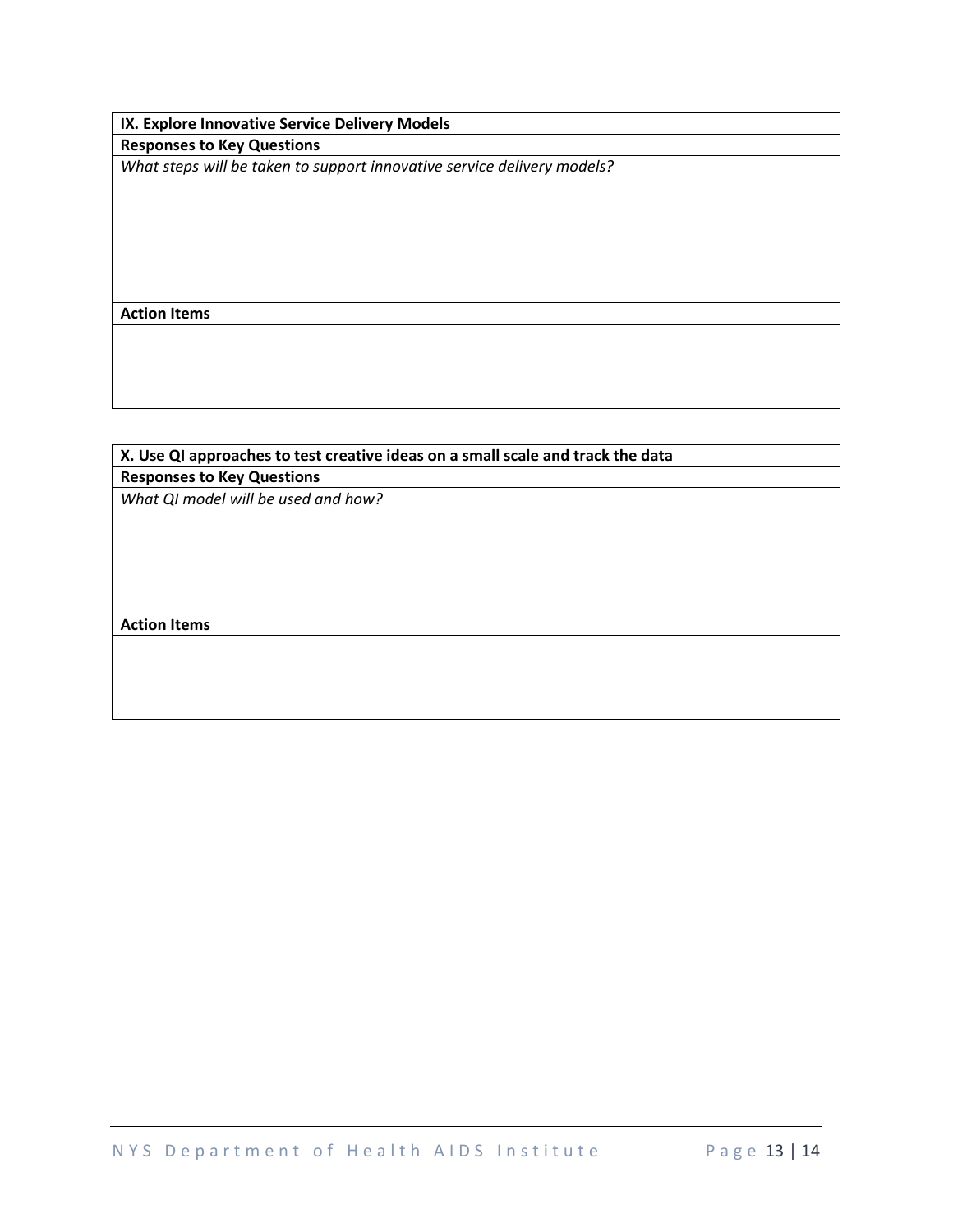| IX. Explore Innovative Service Delivery Models |
| --- |
| **Responses to Key Questions** |
| *What steps will be taken to support innovative service delivery models?* |
| **Action Items** |
| |

| X. Use QI approaches to test creative ideas on a small scale and track the data |
| --- |
| **Responses to Key Questions** |
| *What QI model will be used and how?* |
| **Action Items** |
| |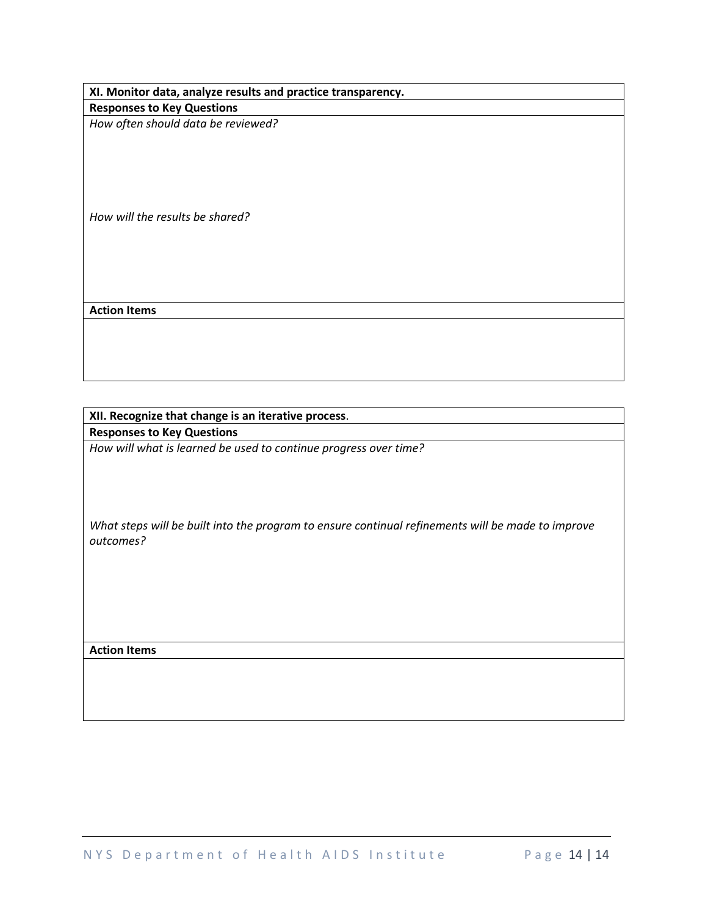| XI. Monitor data, analyze results and practice transparency. |
|---|
| **Responses to Key Questions** |
| *How often should data be reviewed?*<br><br><br><br>*How will the results be shared?* |
| **Action Items** |
| |

| XII. Recognize that change is an iterative process. |
|---|
| **Responses to Key Questions** |
| *How will what is learned be used to continue progress over time?*<br><br><br><br>*What steps will be built into the program to ensure continual refinements will be made to improve outcomes?* |
| **Action Items** |
| |